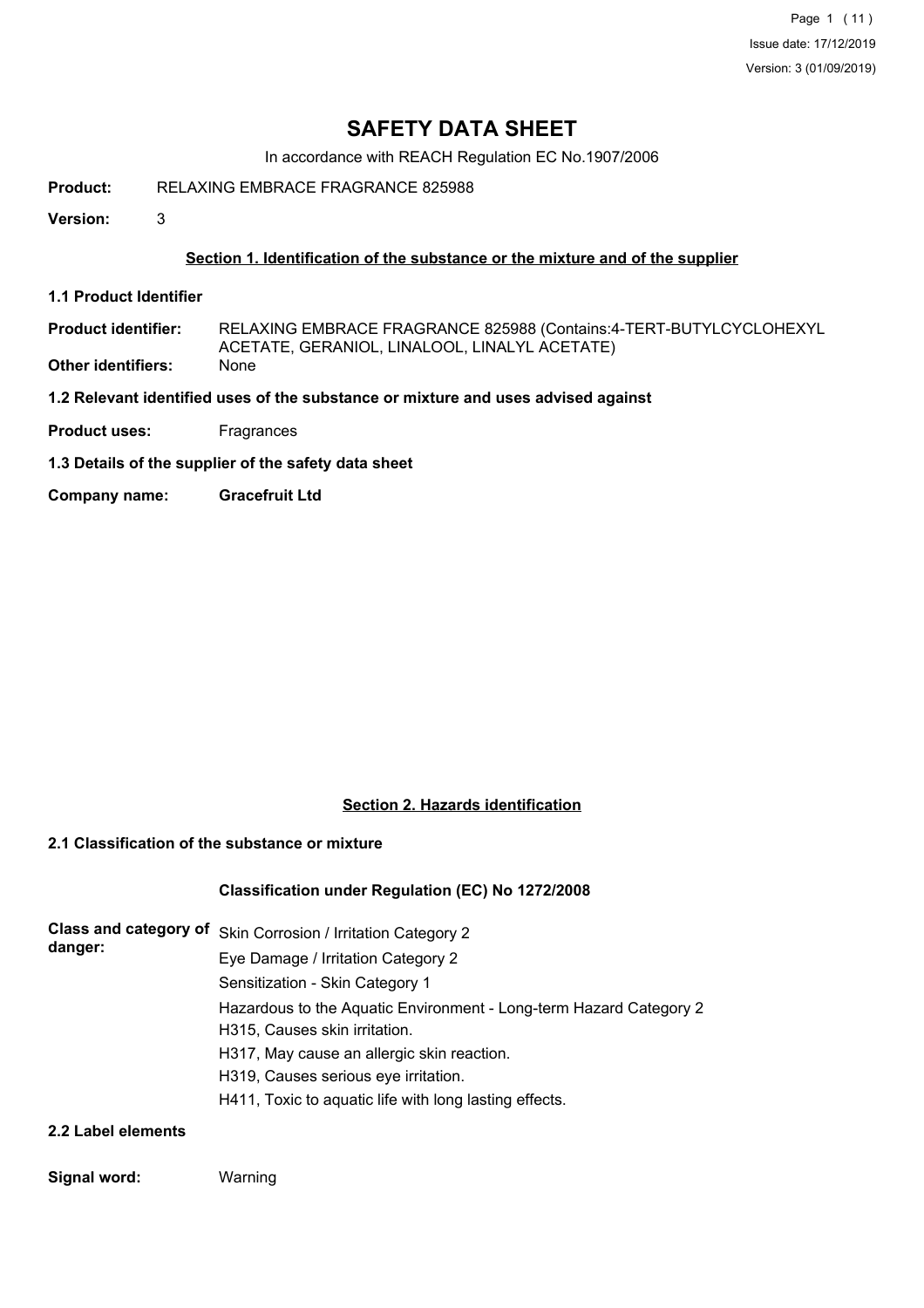# SAFETY DATA SHEET

In accordance with REACH Regulation EC No.1907/2006

**Product:** RELAXING EMBRACE FRAGRANCE 825988

**Version:** 3

## Section 1. Identification of the substance or the mixture and of the supplier

**1.1 Product Identifier**

**Product identifier:** RELAXING EMBRACE FRAGRANCE 825988 (Contains:4-TERT-BUTYLCYCLOHEXYL ACETATE, GERANIOL, LINALOOL, LINALYL ACETATE)

**Other identifiers:** None

**1.2 Relevant identified uses of the substance or mixture and uses advised against**

**Product uses:** Fragrances

**1.3 Details of the supplier of the safety data sheet**

**Company name:** **Gracefruit Ltd**

## Section 2. Hazards identification

**2.1 Classification of the substance or mixture**

**Classification under Regulation (EC) No 1272/2008**

**Class and category of danger:**

Skin Corrosion / Irritation Category 2

Eye Damage / Irritation Category 2

Sensitization - Skin Category 1

Hazardous to the Aquatic Environment - Long-term Hazard Category 2

H315, Causes skin irritation.

H317, May cause an allergic skin reaction.

H319, Causes serious eye irritation.

H411, Toxic to aquatic life with long lasting effects.

**2.2 Label elements**

**Signal word:** Warning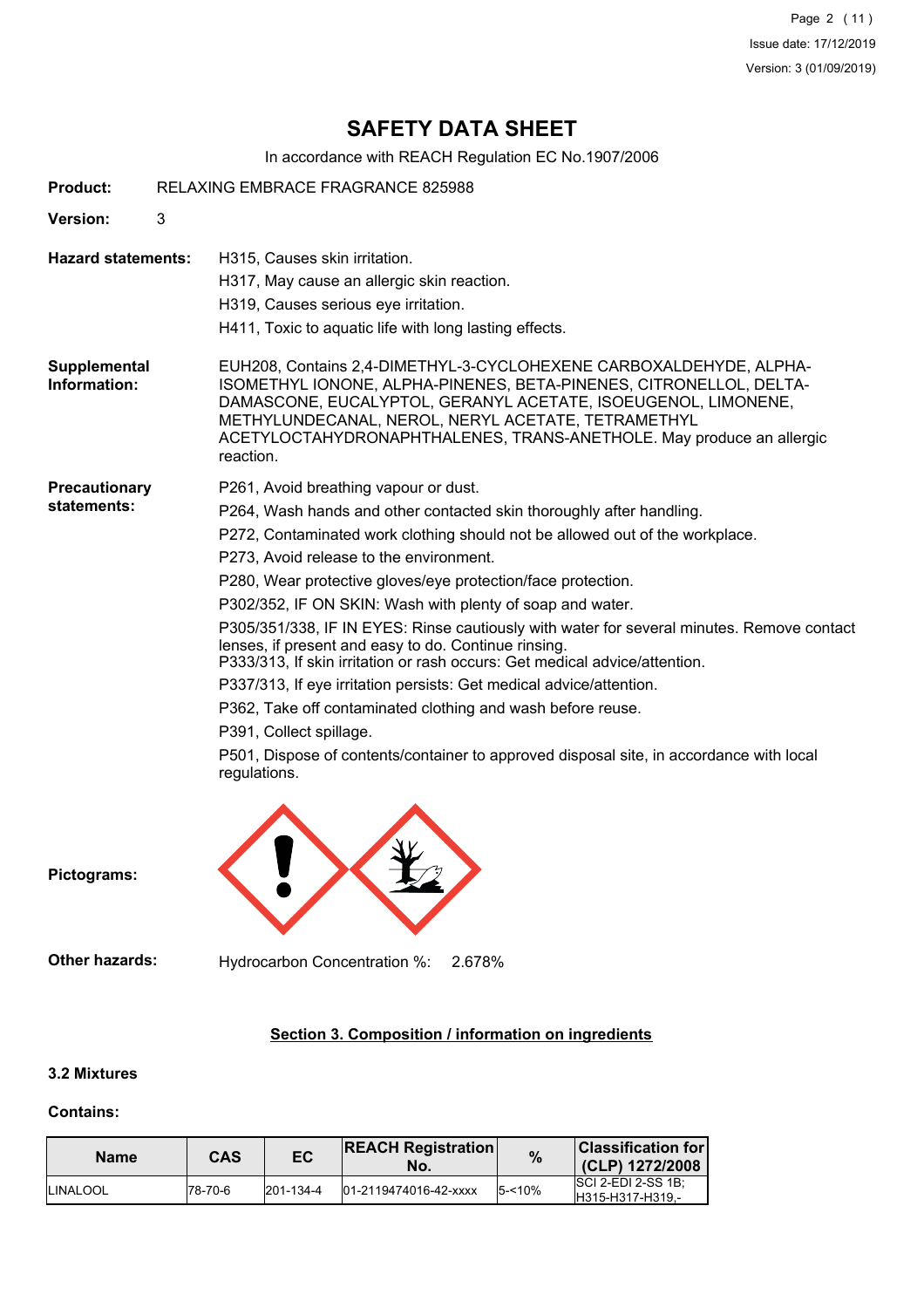# SAFETY DATA SHEET

In accordance with REACH Regulation EC No.1907/2006

**Product:** RELAXING EMBRACE FRAGRANCE 825988

**Version:** 3

**Hazard statements:**
H315, Causes skin irritation.
H317, May cause an allergic skin reaction.
H319, Causes serious eye irritation.
H411, Toxic to aquatic life with long lasting effects.

**Supplemental Information:** EUH208, Contains 2,4-DIMETHYL-3-CYCLOHEXENE CARBOXALDEHYDE, ALPHA-ISOMETHYL IONONE, ALPHA-PINENES, BETA-PINENES, CITRONELLOL, DELTA-DAMASCONE, EUCALYPTOL, GERANYL ACETATE, ISOEUGENOL, LIMONENE, METHYLUNDECANAL, NEROL, NERYL ACETATE, TETRAMETHYL ACETYLOCTAHYDRONAPHTHALENES, TRANS-ANETHOLE. May produce an allergic reaction.

**Precautionary statements:**
P261, Avoid breathing vapour or dust.
P264, Wash hands and other contacted skin thoroughly after handling.
P272, Contaminated work clothing should not be allowed out of the workplace.
P273, Avoid release to the environment.
P280, Wear protective gloves/eye protection/face protection.
P302/352, IF ON SKIN: Wash with plenty of soap and water.
P305/351/338, IF IN EYES: Rinse cautiously with water for several minutes. Remove contact lenses, if present and easy to do. Continue rinsing.
P333/313, If skin irritation or rash occurs: Get medical advice/attention.
P337/313, If eye irritation persists: Get medical advice/attention.
P362, Take off contaminated clothing and wash before reuse.
P391, Collect spillage.
P501, Dispose of contents/container to approved disposal site, in accordance with local regulations.

**Pictograms:**

**Other hazards:** Hydrocarbon Concentration %: 2.678%

## Section 3. Composition / information on ingredients

### 3.2 Mixtures

**Contains:**

| Name | CAS | EC | REACH Registration No. | % | Classification for (CLP) 1272/2008 |
|---|---|---|---|---|---|
| LINALOOL | 78-70-6 | 201-134-4 | 01-2119474016-42-xxxx | 5-<10% | SCI 2-EDI 2-SS 1B; H315-H317-H319,- |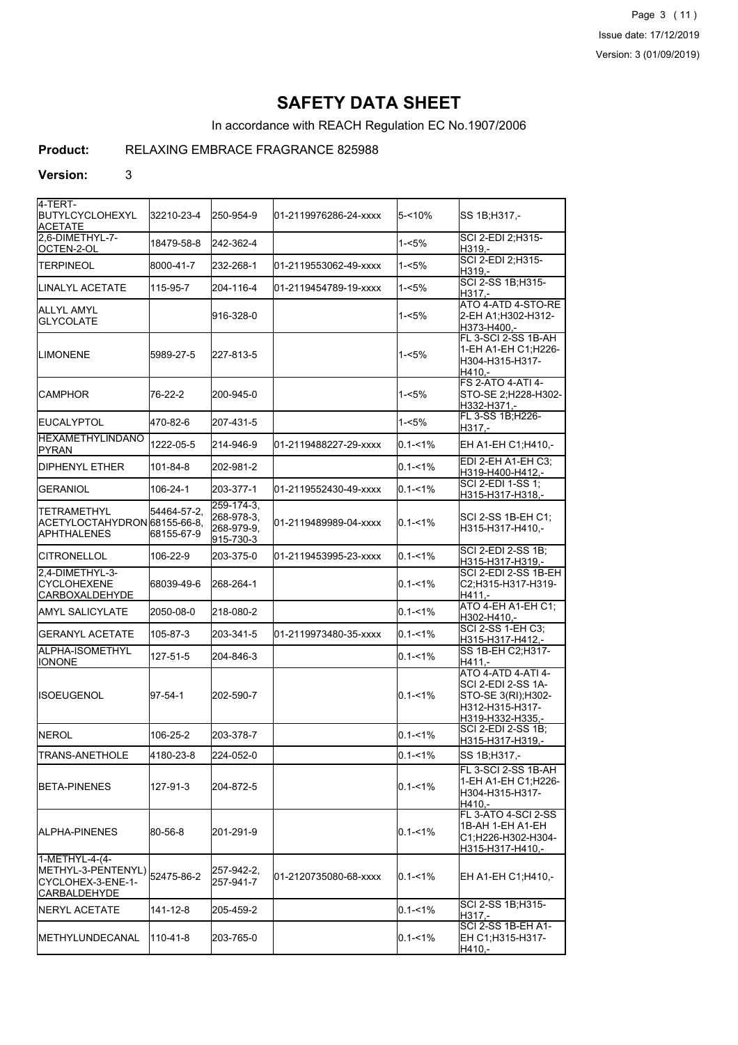# SAFETY DATA SHEET

In accordance with REACH Regulation EC No.1907/2006

**Product:** RELAXING EMBRACE FRAGRANCE 825988

**Version:** 3

| | | | | | |
|---|---|---|---|---|---|
| 4-TERT-BUTYLCYCLOHEXYL ACETATE | 32210-23-4 | 250-954-9 | 01-2119976286-24-xxxx | 5-<10% | SS 1B;H317,- |
| 2,6-DIMETHYL-7-OCTEN-2-OL | 18479-58-8 | 242-362-4 | | 1-<5% | SCI 2-EDI 2;H315-H319,- |
| TERPINEOL | 8000-41-7 | 232-268-1 | 01-2119553062-49-xxxx | 1-<5% | SCI 2-EDI 2;H315-H319,- |
| LINALYL ACETATE | 115-95-7 | 204-116-4 | 01-2119454789-19-xxxx | 1-<5% | SCI 2-SS 1B;H315-H317,- |
| ALLYL AMYL GLYCOLATE | | 916-328-0 | | 1-<5% | ATO 4-ATD 4-STO-RE 2-EH A1;H302-H312-H373-H400,- |
| LIMONENE | 5989-27-5 | 227-813-5 | | 1-<5% | FL 3-SCI 2-SS 1B-AH 1-EH A1-EH C1;H226-H304-H315-H317-H410,- |
| CAMPHOR | 76-22-2 | 200-945-0 | | 1-<5% | FS 2-ATO 4-ATI 4-STO-SE 2;H228-H302-H332-H371,- |
| EUCALYPTOL | 470-82-6 | 207-431-5 | | 1-<5% | FL 3-SS 1B;H226-H317,- |
| HEXAMETHYLINDANOPYRAN | 1222-05-5 | 214-946-9 | 01-2119488227-29-xxxx | 0.1-<1% | EH A1-EH C1;H410,- |
| DIPHENYL ETHER | 101-84-8 | 202-981-2 | | 0.1-<1% | EDI 2-EH A1-EH C3;H319-H400-H412,- |
| GERANIOL | 106-24-1 | 203-377-1 | 01-2119552430-49-xxxx | 0.1-<1% | SCI 2-EDI 1-SS 1;H315-H317-H318,- |
| TETRAMETHYL ACETYLOCTAHYDRONAPHTHALENES | 54464-57-2, 68155-66-8, 68155-67-9 | 259-174-3, 268-978-3, 268-979-9, 915-730-3 | 01-2119489989-04-xxxx | 0.1-<1% | SCI 2-SS 1B-EH C1;H315-H317-H410,- |
| CITRONELLOL | 106-22-9 | 203-375-0 | 01-2119453995-23-xxxx | 0.1-<1% | SCI 2-EDI 2-SS 1B;H315-H317-H319,- |
| 2,4-DIMETHYL-3-CYCLOHEXENE CARBOXALDEHYDE | 68039-49-6 | 268-264-1 | | 0.1-<1% | SCI 2-EDI 2-SS 1B-EH C2;H315-H317-H319-H411,- |
| AMYL SALICYLATE | 2050-08-0 | 218-080-2 | | 0.1-<1% | ATO 4-EH A1-EH C1;H302-H410,- |
| GERANYL ACETATE | 105-87-3 | 203-341-5 | 01-2119973480-35-xxxx | 0.1-<1% | SCI 2-SS 1-EH C3;H315-H317-H412,- |
| ALPHA-ISOMETHYL IONONE | 127-51-5 | 204-846-3 | | 0.1-<1% | SS 1B-EH C2;H317-H411,- |
| ISOEUGENOL | 97-54-1 | 202-590-7 | | 0.1-<1% | ATO 4-ATD 4-ATI 4-SCI 2-EDI 2-SS 1A-STO-SE 3(RI);H302-H312-H315-H317-H319-H332-H335,- |
| NEROL | 106-25-2 | 203-378-7 | | 0.1-<1% | SCI 2-EDI 2-SS 1B;H315-H317-H319,- |
| TRANS-ANETHOLE | 4180-23-8 | 224-052-0 | | 0.1-<1% | SS 1B;H317,- |
| BETA-PINENES | 127-91-3 | 204-872-5 | | 0.1-<1% | FL 3-SCI 2-SS 1B-AH 1-EH A1-EH C1;H226-H304-H315-H317-H410,- |
| ALPHA-PINENES | 80-56-8 | 201-291-9 | | 0.1-<1% | FL 3-ATO 4-SCI 2-SS 1B-AH 1-EH A1-EH C1;H226-H302-H304-H315-H317-H410,- |
| 1-METHYL-4-(4-METHYL-3-PENTENYL) CYCLOHEX-3-ENE-1-CARBALDEHYDE | 52475-86-2 | 257-942-2, 257-941-7 | 01-2120735080-68-xxxx | 0.1-<1% | EH A1-EH C1;H410,- |
| NERYL ACETATE | 141-12-8 | 205-459-2 | | 0.1-<1% | SCI 2-SS 1B;H315-H317,- |
| METHYLUNDECANAL | 110-41-8 | 203-765-0 | | 0.1-<1% | SCI 2-SS 1B-EH A1-EH C1;H315-H317-H410,- |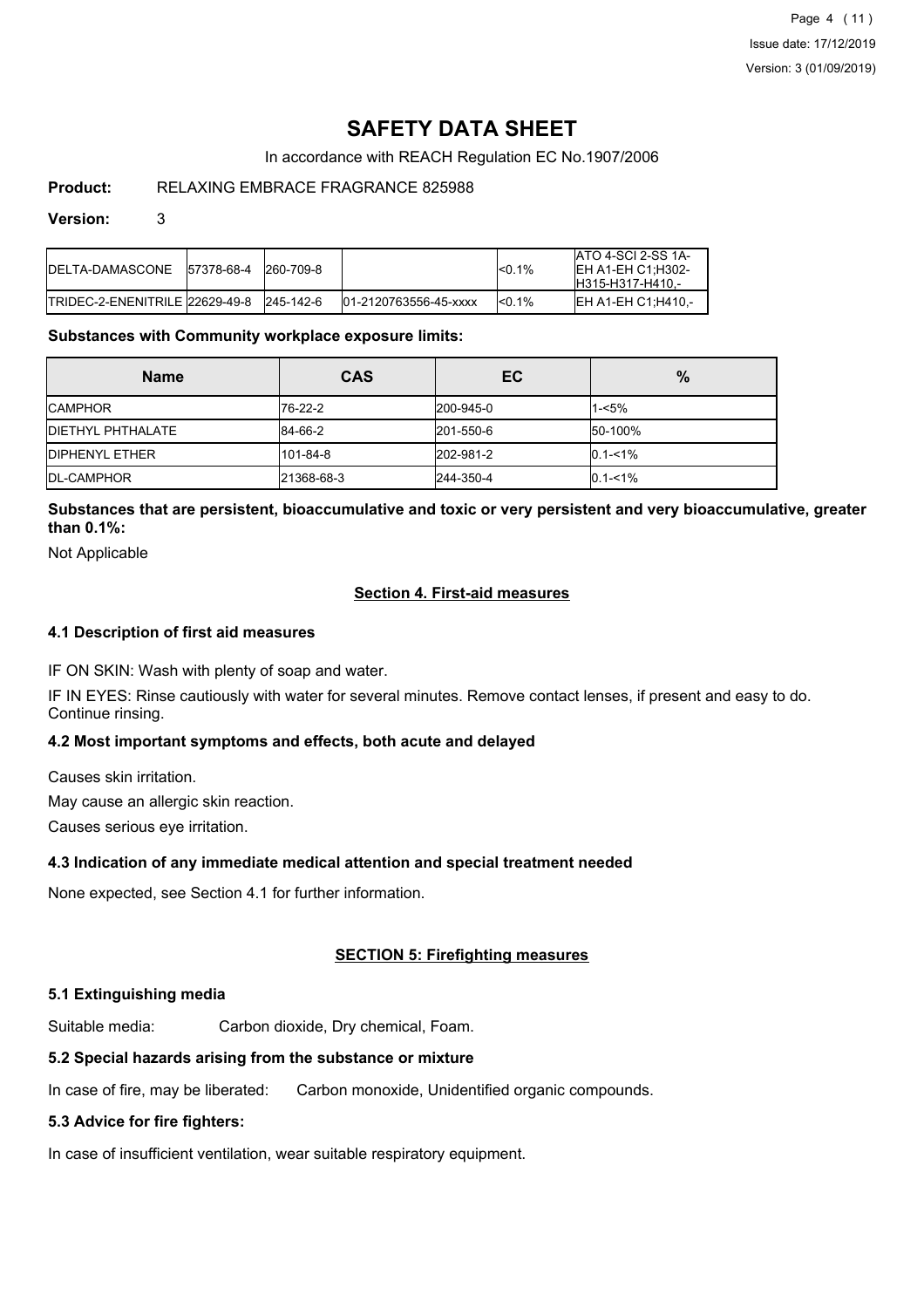# SAFETY DATA SHEET

In accordance with REACH Regulation EC No.1907/2006

**Product:** RELAXING EMBRACE FRAGRANCE 825988

**Version:** 3

| | | | | | |
|---|---|---|---|---|---|
| DELTA-DAMASCONE | 57378-68-4 | 260-709-8 | | <0.1% | ATO 4-SCI 2-SS 1A-EH A1-EH C1;H302-H315-H317-H410,- |
| TRIDEC-2-ENENITRILE | 22629-49-8 | 245-142-6 | 01-2120763556-45-xxxx | <0.1% | EH A1-EH C1;H410,- |

**Substances with Community workplace exposure limits:**

| Name | CAS | EC | % |
|---|---|---|---|
| CAMPHOR | 76-22-2 | 200-945-0 | 1-<5% |
| DIETHYL PHTHALATE | 84-66-2 | 201-550-6 | 50-100% |
| DIPHENYL ETHER | 101-84-8 | 202-981-2 | 0.1-<1% |
| DL-CAMPHOR | 21368-68-3 | 244-350-4 | 0.1-<1% |

**Substances that are persistent, bioaccumulative and toxic or very persistent and very bioaccumulative, greater than 0.1%:**

Not Applicable

## Section 4. First-aid measures

### 4.1 Description of first aid measures

IF ON SKIN: Wash with plenty of soap and water.

IF IN EYES: Rinse cautiously with water for several minutes. Remove contact lenses, if present and easy to do. Continue rinsing.

### 4.2 Most important symptoms and effects, both acute and delayed

Causes skin irritation.

May cause an allergic skin reaction.

Causes serious eye irritation.

### 4.3 Indication of any immediate medical attention and special treatment needed

None expected, see Section 4.1 for further information.

## SECTION 5: Firefighting measures

### 5.1 Extinguishing media

Suitable media: Carbon dioxide, Dry chemical, Foam.

### 5.2 Special hazards arising from the substance or mixture

In case of fire, may be liberated: Carbon monoxide, Unidentified organic compounds.

### 5.3 Advice for fire fighters:

In case of insufficient ventilation, wear suitable respiratory equipment.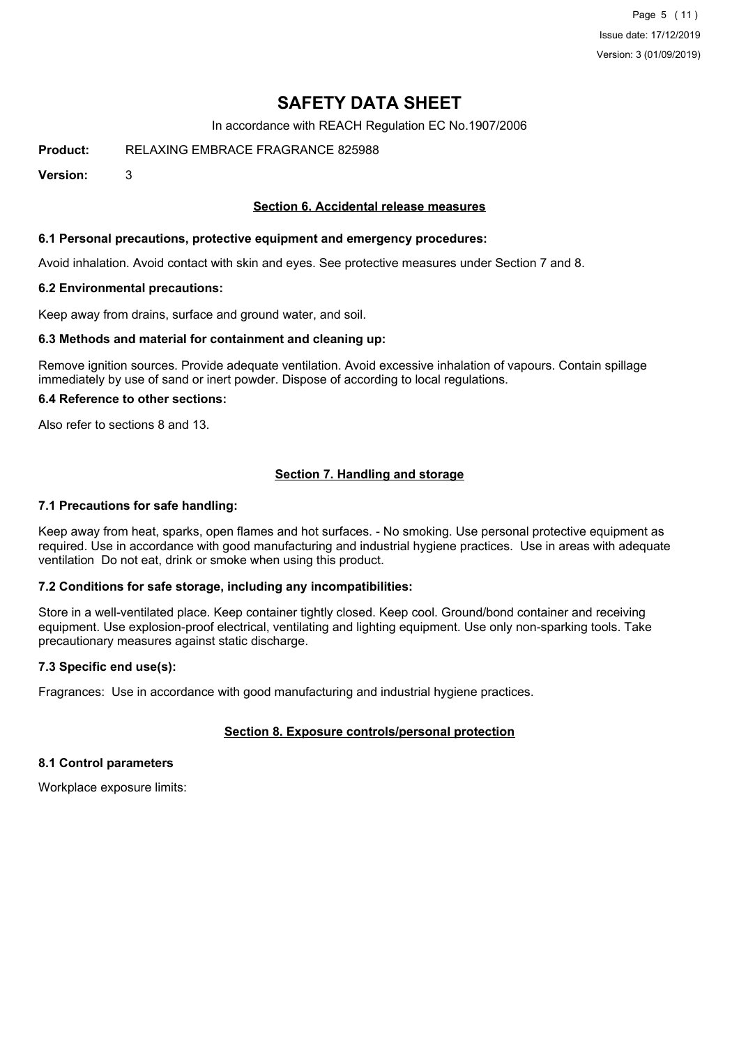# SAFETY DATA SHEET

In accordance with REACH Regulation EC No.1907/2006

**Product:** RELAXING EMBRACE FRAGRANCE 825988

**Version:** 3

## Section 6. Accidental release measures

### 6.1 Personal precautions, protective equipment and emergency procedures:

Avoid inhalation. Avoid contact with skin and eyes. See protective measures under Section 7 and 8.

### 6.2 Environmental precautions:

Keep away from drains, surface and ground water, and soil.

### 6.3 Methods and material for containment and cleaning up:

Remove ignition sources. Provide adequate ventilation. Avoid excessive inhalation of vapours. Contain spillage immediately by use of sand or inert powder. Dispose of according to local regulations.

### 6.4 Reference to other sections:

Also refer to sections 8 and 13.

## Section 7. Handling and storage

### 7.1 Precautions for safe handling:

Keep away from heat, sparks, open flames and hot surfaces. - No smoking. Use personal protective equipment as required. Use in accordance with good manufacturing and industrial hygiene practices. Use in areas with adequate ventilation Do not eat, drink or smoke when using this product.

### 7.2 Conditions for safe storage, including any incompatibilities:

Store in a well-ventilated place. Keep container tightly closed. Keep cool. Ground/bond container and receiving equipment. Use explosion-proof electrical, ventilating and lighting equipment. Use only non-sparking tools. Take precautionary measures against static discharge.

### 7.3 Specific end use(s):

Fragrances: Use in accordance with good manufacturing and industrial hygiene practices.

## Section 8. Exposure controls/personal protection

### 8.1 Control parameters

Workplace exposure limits: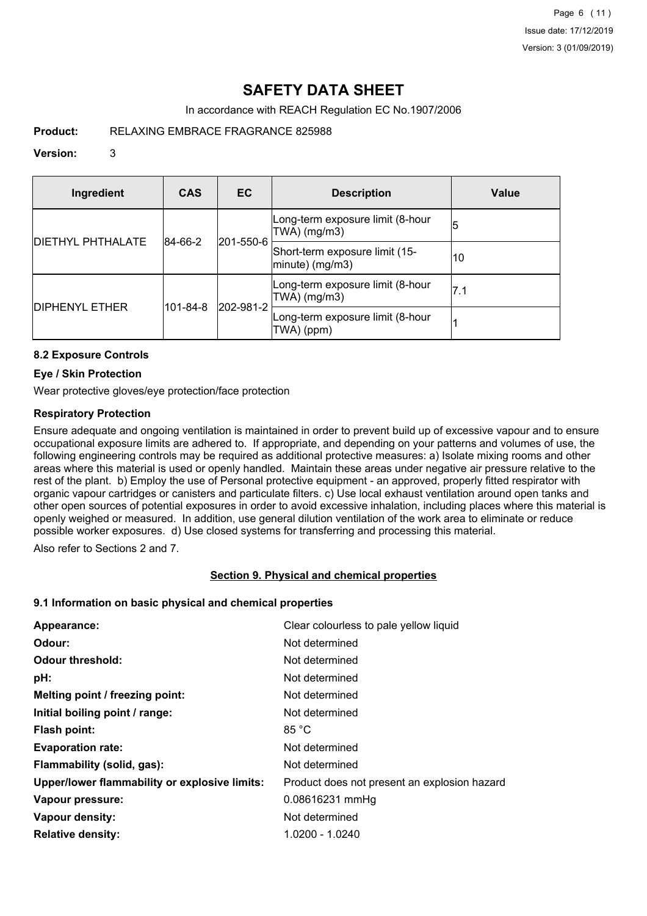# SAFETY DATA SHEET

In accordance with REACH Regulation EC No.1907/2006

**Product:** RELAXING EMBRACE FRAGRANCE 825988

**Version:** 3

| Ingredient | CAS | EC | Description | Value |
|---|---|---|---|---|
| DIETHYL PHTHALATE | 84-66-2 | 201-550-6 | Long-term exposure limit (8-hour TWA) (mg/m3) | 5 |
| | | | Short-term exposure limit (15-minute) (mg/m3) | 10 |
| DIPHENYL ETHER | 101-84-8 | 202-981-2 | Long-term exposure limit (8-hour TWA) (mg/m3) | 7.1 |
| | | | Long-term exposure limit (8-hour TWA) (ppm) | 1 |

### 8.2 Exposure Controls

#### Eye / Skin Protection

Wear protective gloves/eye protection/face protection

#### Respiratory Protection

Ensure adequate and ongoing ventilation is maintained in order to prevent build up of excessive vapour and to ensure occupational exposure limits are adhered to. If appropriate, and depending on your patterns and volumes of use, the following engineering controls may be required as additional protective measures: a) Isolate mixing rooms and other areas where this material is used or openly handled. Maintain these areas under negative air pressure relative to the rest of the plant. b) Employ the use of Personal protective equipment - an approved, properly fitted respirator with organic vapour cartridges or canisters and particulate filters. c) Use local exhaust ventilation around open tanks and other open sources of potential exposures in order to avoid excessive inhalation, including places where this material is openly weighed or measured. In addition, use general dilution ventilation of the work area to eliminate or reduce possible worker exposures. d) Use closed systems for transferring and processing this material.

Also refer to Sections 2 and 7.

## Section 9. Physical and chemical properties

### 9.1 Information on basic physical and chemical properties

**Appearance:** Clear colourless to pale yellow liquid
**Odour:** Not determined
**Odour threshold:** Not determined
**pH:** Not determined
**Melting point / freezing point:** Not determined
**Initial boiling point / range:** Not determined
**Flash point:** 85 °C
**Evaporation rate:** Not determined
**Flammability (solid, gas):** Not determined
**Upper/lower flammability or explosive limits:** Product does not present an explosion hazard
**Vapour pressure:** 0.08616231 mmHg
**Vapour density:** Not determined
**Relative density:** 1.0200 - 1.0240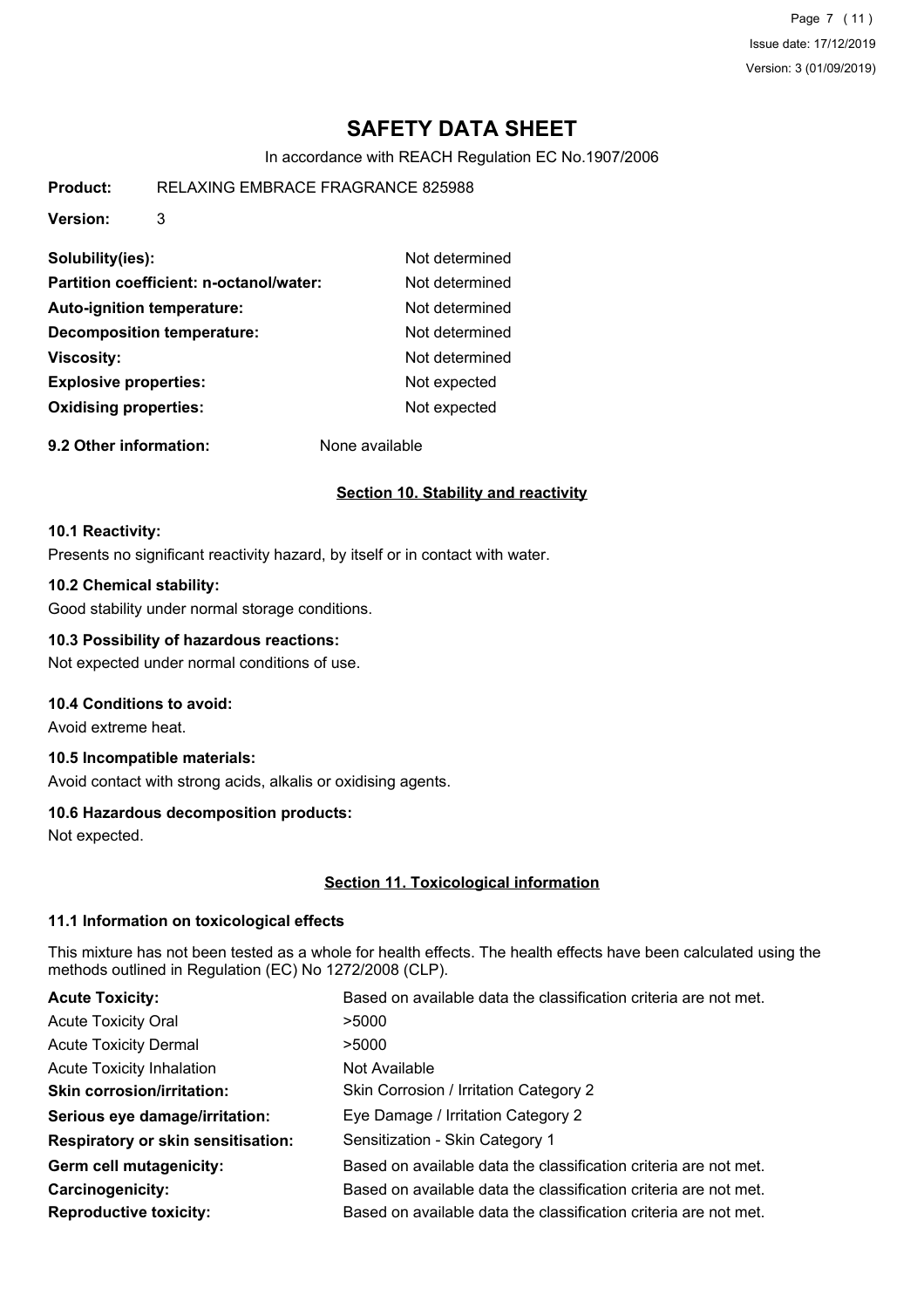# SAFETY DATA SHEET

In accordance with REACH Regulation EC No.1907/2006

**Product:** RELAXING EMBRACE FRAGRANCE 825988

**Version:** 3

| | |
|---|---|
| **Solubility(ies):** | Not determined |
| **Partition coefficient: n-octanol/water:** | Not determined |
| **Auto-ignition temperature:** | Not determined |
| **Decomposition temperature:** | Not determined |
| **Viscosity:** | Not determined |
| **Explosive properties:** | Not expected |
| **Oxidising properties:** | Not expected |

**9.2 Other information:** None available

## Section 10. Stability and reactivity

### 10.1 Reactivity:

Presents no significant reactivity hazard, by itself or in contact with water.

### 10.2 Chemical stability:

Good stability under normal storage conditions.

### 10.3 Possibility of hazardous reactions:

Not expected under normal conditions of use.

### 10.4 Conditions to avoid:

Avoid extreme heat.

### 10.5 Incompatible materials:

Avoid contact with strong acids, alkalis or oxidising agents.

### 10.6 Hazardous decomposition products:

Not expected.

## Section 11. Toxicological information

### 11.1 Information on toxicological effects

This mixture has not been tested as a whole for health effects. The health effects have been calculated using the methods outlined in Regulation (EC) No 1272/2008 (CLP).

| | |
|---|---|
| **Acute Toxicity:** | Based on available data the classification criteria are not met. |
| Acute Toxicity Oral | >5000 |
| Acute Toxicity Dermal | >5000 |
| Acute Toxicity Inhalation | Not Available |
| **Skin corrosion/irritation:** | Skin Corrosion / Irritation Category 2 |
| **Serious eye damage/irritation:** | Eye Damage / Irritation Category 2 |
| **Respiratory or skin sensitisation:** | Sensitization - Skin Category 1 |
| **Germ cell mutagenicity:** | Based on available data the classification criteria are not met. |
| **Carcinogenicity:** | Based on available data the classification criteria are not met. |
| **Reproductive toxicity:** | Based on available data the classification criteria are not met. |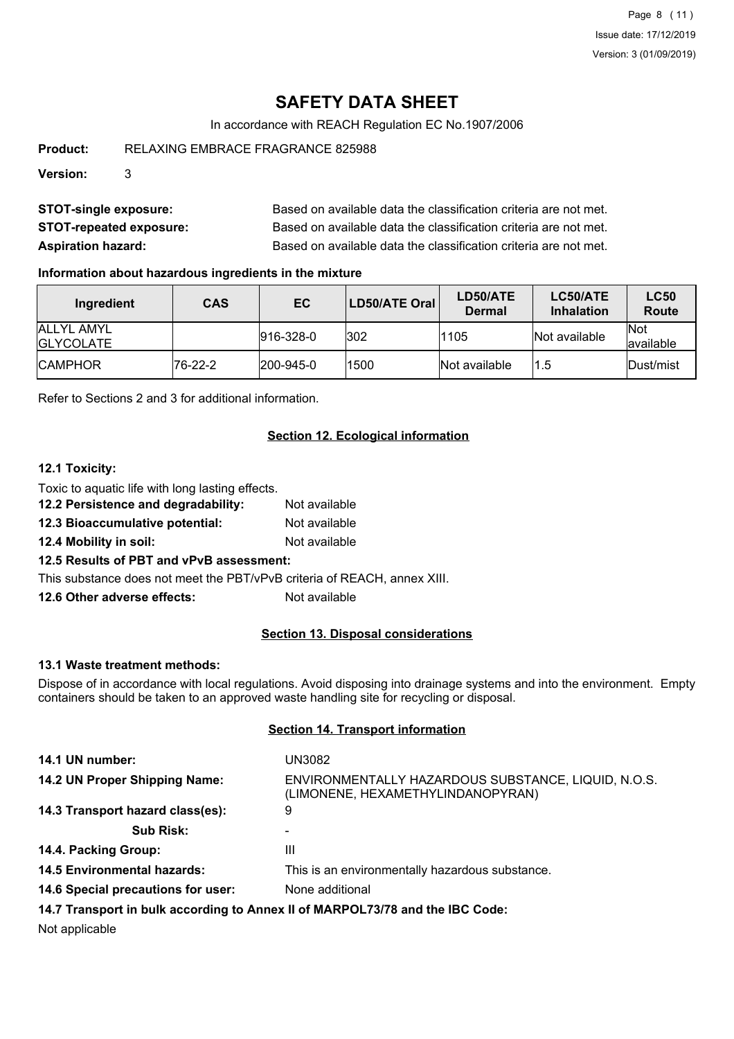# SAFETY DATA SHEET

In accordance with REACH Regulation EC No.1907/2006

**Product:** RELAXING EMBRACE FRAGRANCE 825988

**Version:** 3

**STOT-single exposure:** Based on available data the classification criteria are not met.

**STOT-repeated exposure:** Based on available data the classification criteria are not met.

**Aspiration hazard:** Based on available data the classification criteria are not met.

**Information about hazardous ingredients in the mixture**

| Ingredient | CAS | EC | LD50/ATE Oral | LD50/ATE Dermal | LC50/ATE Inhalation | LC50 Route |
|---|---|---|---|---|---|---|
| ALLYL AMYL GLYCOLATE | | 916-328-0 | 302 | 1105 | Not available | Not available |
| CAMPHOR | 76-22-2 | 200-945-0 | 1500 | Not available | 1.5 | Dust/mist |

Refer to Sections 2 and 3 for additional information.

## Section 12. Ecological information

**12.1 Toxicity:**

Toxic to aquatic life with long lasting effects.

**12.2 Persistence and degradability:** Not available

**12.3 Bioaccumulative potential:** Not available

**12.4 Mobility in soil:** Not available

**12.5 Results of PBT and vPvB assessment:**

This substance does not meet the PBT/vPvB criteria of REACH, annex XIII.

**12.6 Other adverse effects:** Not available

## Section 13. Disposal considerations

**13.1 Waste treatment methods:**

Dispose of in accordance with local regulations. Avoid disposing into drainage systems and into the environment. Empty containers should be taken to an approved waste handling site for recycling or disposal.

## Section 14. Transport information

**14.1 UN number:** UN3082

**14.2 UN Proper Shipping Name:** ENVIRONMENTALLY HAZARDOUS SUBSTANCE, LIQUID, N.O.S. (LIMONENE, HEXAMETHYLINDANOPYRAN)

**14.3 Transport hazard class(es):** 9

**Sub Risk:** -

**14.4. Packing Group:** III

**14.5 Environmental hazards:** This is an environmentally hazardous substance.

**14.6 Special precautions for user:** None additional

**14.7 Transport in bulk according to Annex II of MARPOL73/78 and the IBC Code:**

Not applicable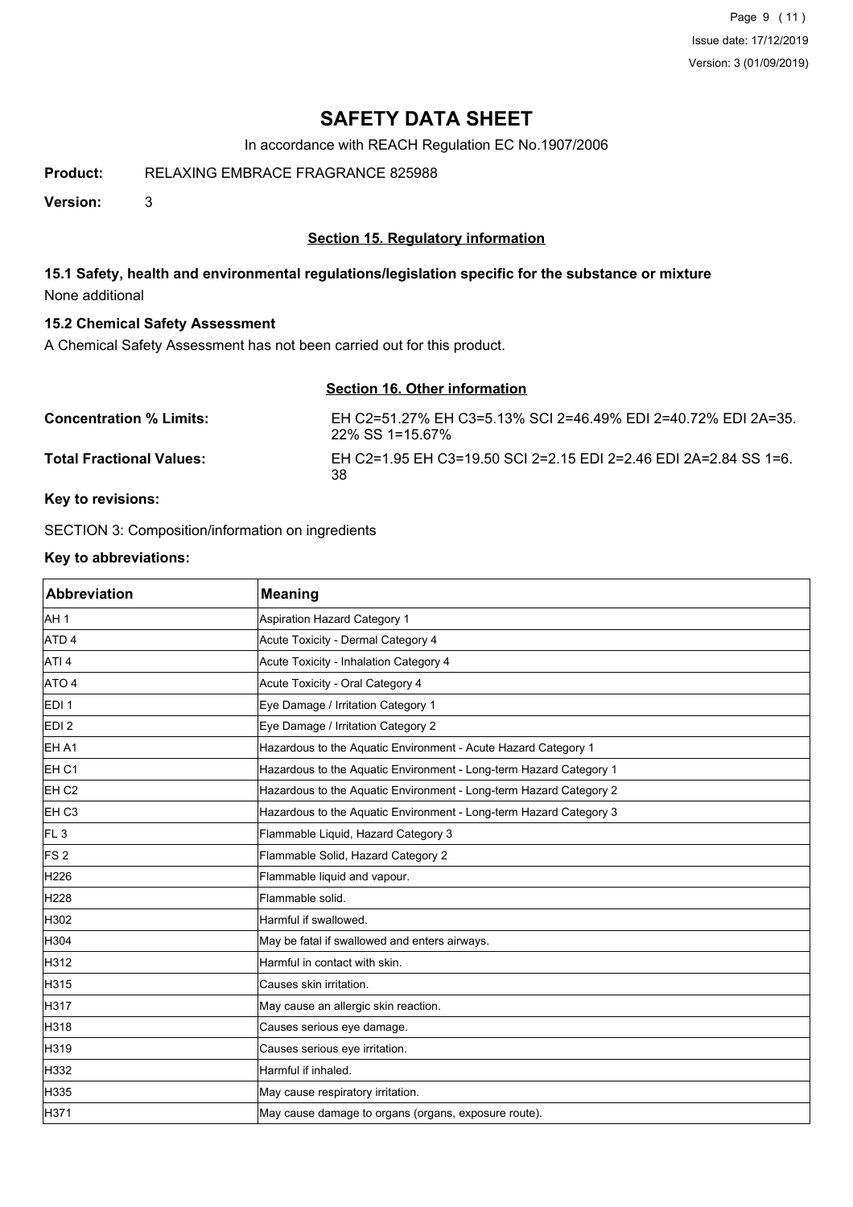# SAFETY DATA SHEET

In accordance with REACH Regulation EC No.1907/2006

**Product:** RELAXING EMBRACE FRAGRANCE 825988

**Version:** 3

## Section 15. Regulatory information

### 15.1 Safety, health and environmental regulations/legislation specific for the substance or mixture

None additional

### 15.2 Chemical Safety Assessment

A Chemical Safety Assessment has not been carried out for this product.

## Section 16. Other information

**Concentration % Limits:** EH C2=51.27% EH C3=5.13% SCI 2=46.49% EDI 2=40.72% EDI 2A=35.22% SS 1=15.67%

**Total Fractional Values:** EH C2=1.95 EH C3=19.50 SCI 2=2.15 EDI 2=2.46 EDI 2A=2.84 SS 1=6.38

**Key to revisions:**

SECTION 3: Composition/information on ingredients

**Key to abbreviations:**

| Abbreviation | Meaning |
|---|---|
| AH 1 | Aspiration Hazard Category 1 |
| ATD 4 | Acute Toxicity - Dermal Category 4 |
| ATI 4 | Acute Toxicity - Inhalation Category 4 |
| ATO 4 | Acute Toxicity - Oral Category 4 |
| EDI 1 | Eye Damage / Irritation Category 1 |
| EDI 2 | Eye Damage / Irritation Category 2 |
| EH A1 | Hazardous to the Aquatic Environment - Acute Hazard Category 1 |
| EH C1 | Hazardous to the Aquatic Environment - Long-term Hazard Category 1 |
| EH C2 | Hazardous to the Aquatic Environment - Long-term Hazard Category 2 |
| EH C3 | Hazardous to the Aquatic Environment - Long-term Hazard Category 3 |
| FL 3 | Flammable Liquid, Hazard Category 3 |
| FS 2 | Flammable Solid, Hazard Category 2 |
| H226 | Flammable liquid and vapour. |
| H228 | Flammable solid. |
| H302 | Harmful if swallowed. |
| H304 | May be fatal if swallowed and enters airways. |
| H312 | Harmful in contact with skin. |
| H315 | Causes skin irritation. |
| H317 | May cause an allergic skin reaction. |
| H318 | Causes serious eye damage. |
| H319 | Causes serious eye irritation. |
| H332 | Harmful if inhaled. |
| H335 | May cause respiratory irritation. |
| H371 | May cause damage to organs (organs, exposure route). |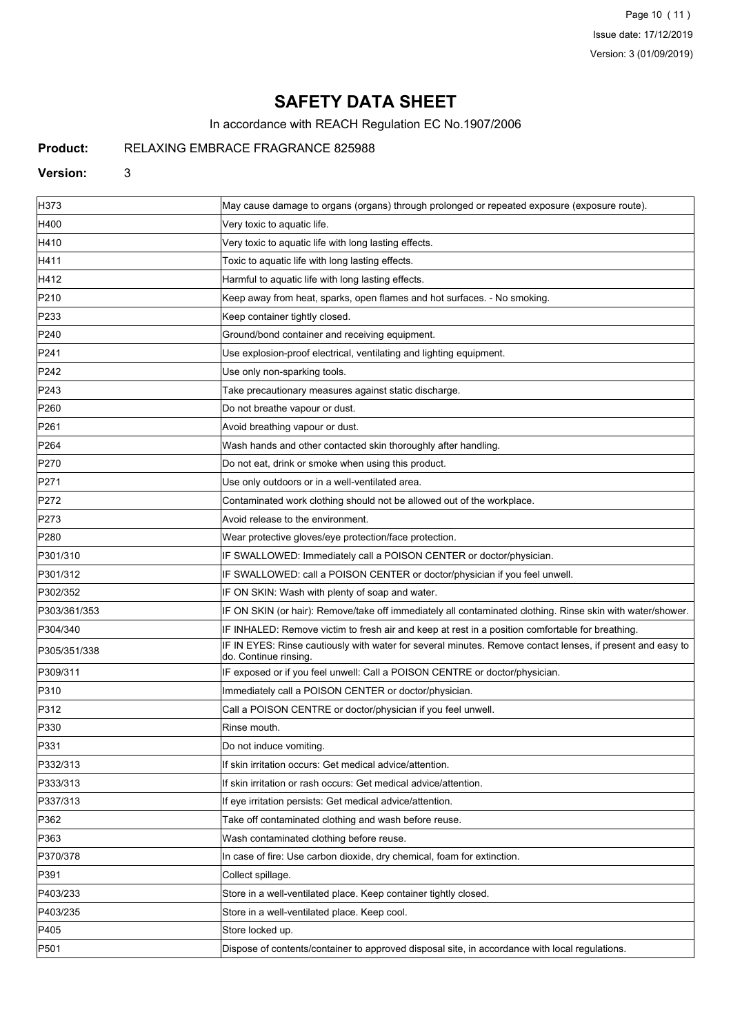# SAFETY DATA SHEET

In accordance with REACH Regulation EC No.1907/2006

**Product:** RELAXING EMBRACE FRAGRANCE 825988

**Version:** 3

| | |
|---|---|
| H373 | May cause damage to organs (organs) through prolonged or repeated exposure (exposure route). |
| H400 | Very toxic to aquatic life. |
| H410 | Very toxic to aquatic life with long lasting effects. |
| H411 | Toxic to aquatic life with long lasting effects. |
| H412 | Harmful to aquatic life with long lasting effects. |
| P210 | Keep away from heat, sparks, open flames and hot surfaces. - No smoking. |
| P233 | Keep container tightly closed. |
| P240 | Ground/bond container and receiving equipment. |
| P241 | Use explosion-proof electrical, ventilating and lighting equipment. |
| P242 | Use only non-sparking tools. |
| P243 | Take precautionary measures against static discharge. |
| P260 | Do not breathe vapour or dust. |
| P261 | Avoid breathing vapour or dust. |
| P264 | Wash hands and other contacted skin thoroughly after handling. |
| P270 | Do not eat, drink or smoke when using this product. |
| P271 | Use only outdoors or in a well-ventilated area. |
| P272 | Contaminated work clothing should not be allowed out of the workplace. |
| P273 | Avoid release to the environment. |
| P280 | Wear protective gloves/eye protection/face protection. |
| P301/310 | IF SWALLOWED: Immediately call a POISON CENTER or doctor/physician. |
| P301/312 | IF SWALLOWED: call a POISON CENTER or doctor/physician if you feel unwell. |
| P302/352 | IF ON SKIN: Wash with plenty of soap and water. |
| P303/361/353 | IF ON SKIN (or hair): Remove/take off immediately all contaminated clothing. Rinse skin with water/shower. |
| P304/340 | IF INHALED: Remove victim to fresh air and keep at rest in a position comfortable for breathing. |
| P305/351/338 | IF IN EYES: Rinse cautiously with water for several minutes. Remove contact lenses, if present and easy to do. Continue rinsing. |
| P309/311 | IF exposed or if you feel unwell: Call a POISON CENTRE or doctor/physician. |
| P310 | Immediately call a POISON CENTER or doctor/physician. |
| P312 | Call a POISON CENTRE or doctor/physician if you feel unwell. |
| P330 | Rinse mouth. |
| P331 | Do not induce vomiting. |
| P332/313 | If skin irritation occurs: Get medical advice/attention. |
| P333/313 | If skin irritation or rash occurs: Get medical advice/attention. |
| P337/313 | If eye irritation persists: Get medical advice/attention. |
| P362 | Take off contaminated clothing and wash before reuse. |
| P363 | Wash contaminated clothing before reuse. |
| P370/378 | In case of fire: Use carbon dioxide, dry chemical, foam for extinction. |
| P391 | Collect spillage. |
| P403/233 | Store in a well-ventilated place. Keep container tightly closed. |
| P403/235 | Store in a well-ventilated place. Keep cool. |
| P405 | Store locked up. |
| P501 | Dispose of contents/container to approved disposal site, in accordance with local regulations. |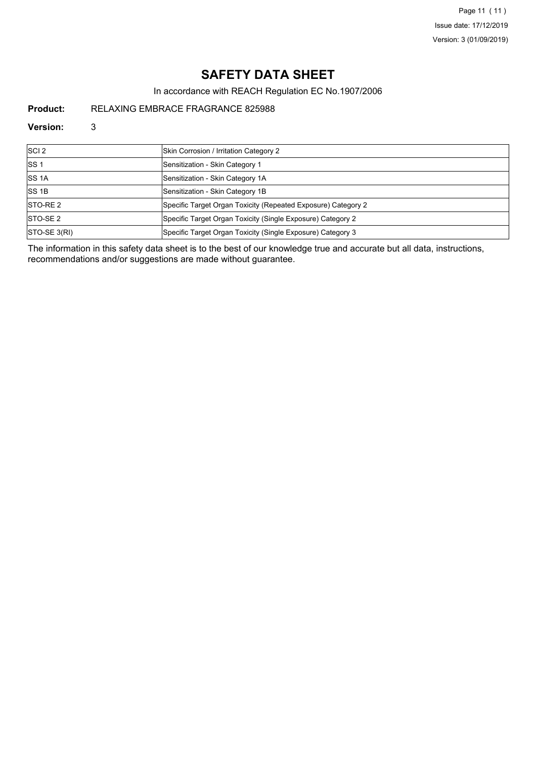# SAFETY DATA SHEET

In accordance with REACH Regulation EC No.1907/2006

**Product:** RELAXING EMBRACE FRAGRANCE 825988

**Version:** 3

| | |
|---|---|
| SCI 2 | Skin Corrosion / Irritation Category 2 |
| SS 1 | Sensitization - Skin Category 1 |
| SS 1A | Sensitization - Skin Category 1A |
| SS 1B | Sensitization - Skin Category 1B |
| STO-RE 2 | Specific Target Organ Toxicity (Repeated Exposure) Category 2 |
| STO-SE 2 | Specific Target Organ Toxicity (Single Exposure) Category 2 |
| STO-SE 3(RI) | Specific Target Organ Toxicity (Single Exposure) Category 3 |

The information in this safety data sheet is to the best of our knowledge true and accurate but all data, instructions, recommendations and/or suggestions are made without guarantee.